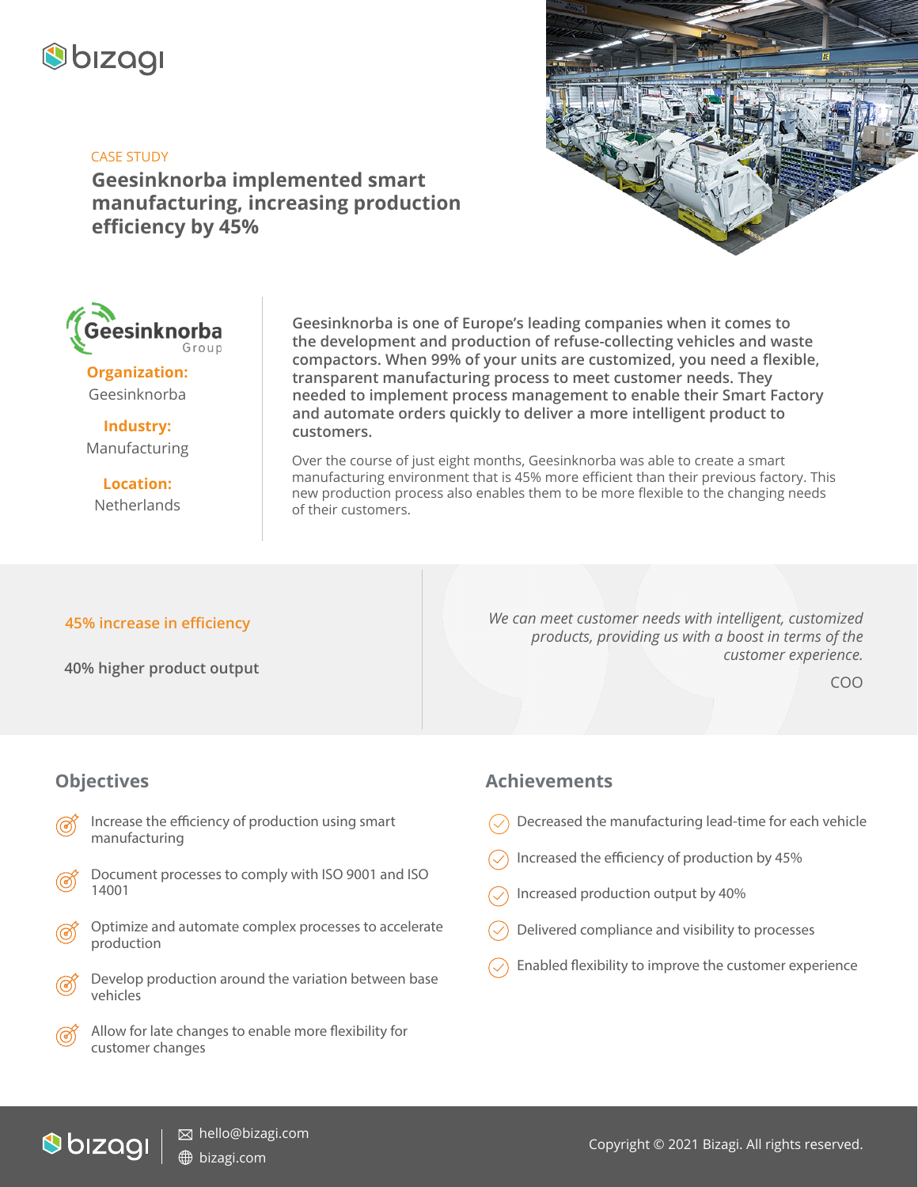bizagi

CASE STUDY

# Geesinknorba implemented smart manufacturing, increasing production efficiency by 45%

Geesinknorba Group

**Organization:**
Geesinknorba

**Industry:**
Manufacturing

**Location:**
Netherlands

**Geesinknorba is one of Europe's leading companies when it comes to the development and production of refuse-collecting vehicles and waste compactors. When 99% of your units are customized, you need a flexible, transparent manufacturing process to meet customer needs. They needed to implement process management to enable their Smart Factory and automate orders quickly to deliver a more intelligent product to customers.**

Over the course of just eight months, Geesinknorba was able to create a smart manufacturing environment that is 45% more efficient than their previous factory. This new production process also enables them to be more flexible to the changing needs of their customers.

**45% increase in efficiency**

**40% higher product output**

*We can meet customer needs with intelligent, customized products, providing us with a boost in terms of the customer experience.*

COO

## Objectives

- Increase the efficiency of production using smart manufacturing
- Document processes to comply with ISO 9001 and ISO 14001
- Optimize and automate complex processes to accelerate production
- Develop production around the variation between base vehicles
- Allow for late changes to enable more flexibility for customer changes

## Achievements

- Decreased the manufacturing lead-time for each vehicle
- Increased the efficiency of production by 45%
- Increased production output by 40%
- Delivered compliance and visibility to processes
- Enabled flexibility to improve the customer experience

bizagi

hello@bizagi.com
bizagi.com

Copyright © 2021 Bizagi. All rights reserved.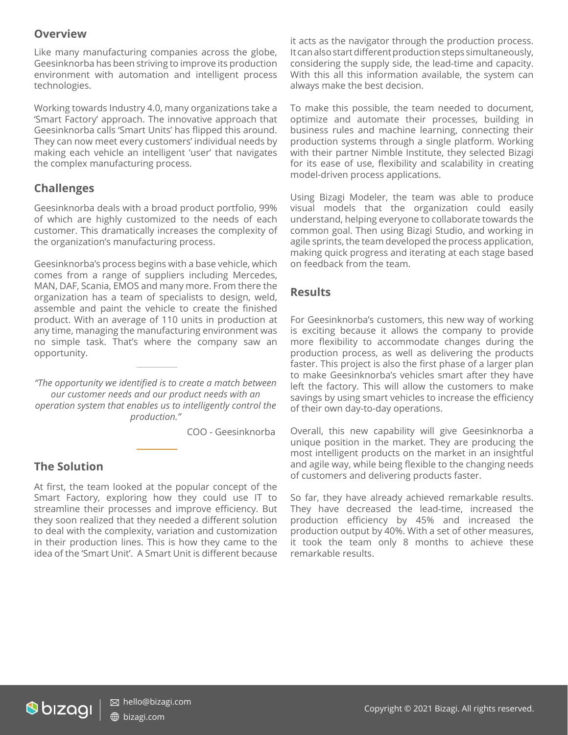## Overview

Like many manufacturing companies across the globe, Geesinknorba has been striving to improve its production environment with automation and intelligent process technologies.

Working towards Industry 4.0, many organizations take a 'Smart Factory' approach. The innovative approach that Geesinknorba calls 'Smart Units' has flipped this around. They can now meet every customers' individual needs by making each vehicle an intelligent 'user' that navigates the complex manufacturing process.

## Challenges

Geesinknorba deals with a broad product portfolio, 99% of which are highly customized to the needs of each customer. This dramatically increases the complexity of the organization's manufacturing process.

Geesinknorba's process begins with a base vehicle, which comes from a range of suppliers including Mercedes, MAN, DAF, Scania, EMOS and many more. From there the organization has a team of specialists to design, weld, assemble and paint the vehicle to create the finished product. With an average of 110 units in production at any time, managing the manufacturing environment was no simple task. That's where the company saw an opportunity.

*"The opportunity we identified is to create a match between our customer needs and our product needs with an operation system that enables us to intelligently control the production."*

COO - Geesinknorba

## The Solution

At first, the team looked at the popular concept of the Smart Factory, exploring how they could use IT to streamline their processes and improve efficiency. But they soon realized that they needed a different solution to deal with the complexity, variation and customization in their production lines. This is how they came to the idea of the 'Smart Unit'. A Smart Unit is different because it acts as the navigator through the production process. It can also start different production steps simultaneously, considering the supply side, the lead-time and capacity. With this all this information available, the system can always make the best decision.

To make this possible, the team needed to document, optimize and automate their processes, building in business rules and machine learning, connecting their production systems through a single platform. Working with their partner Nimble Institute, they selected Bizagi for its ease of use, flexibility and scalability in creating model-driven process applications.

Using Bizagi Modeler, the team was able to produce visual models that the organization could easily understand, helping everyone to collaborate towards the common goal. Then using Bizagi Studio, and working in agile sprints, the team developed the process application, making quick progress and iterating at each stage based on feedback from the team.

## Results

For Geesinknorba's customers, this new way of working is exciting because it allows the company to provide more flexibility to accommodate changes during the production process, as well as delivering the products faster. This project is also the first phase of a larger plan to make Geesinknorba's vehicles smart after they have left the factory. This will allow the customers to make savings by using smart vehicles to increase the efficiency of their own day-to-day operations.

Overall, this new capability will give Geesinknorba a unique position in the market. They are producing the most intelligent products on the market in an insightful and agile way, while being flexible to the changing needs of customers and delivering products faster.

So far, they have already achieved remarkable results. They have decreased the lead-time, increased the production efficiency by 45% and increased the production output by 40%. With a set of other measures, it took the team only 8 months to achieve these remarkable results.

bizagi

hello@bizagi.com

bizagi.com

Copyright © 2021 Bizagi. All rights reserved.